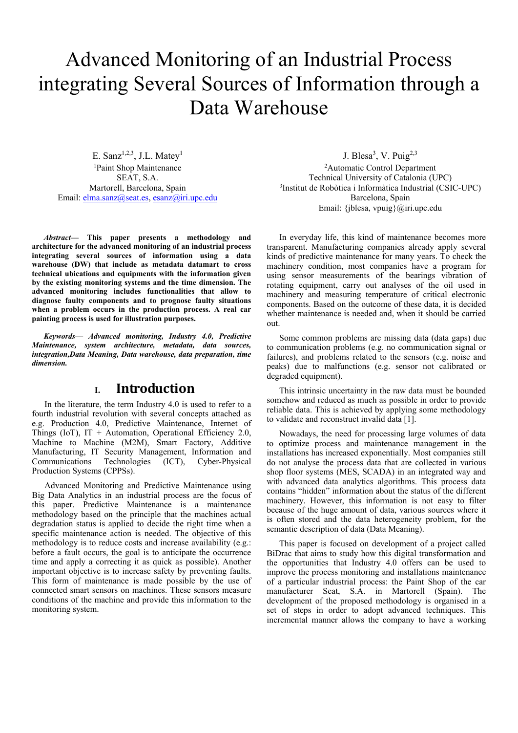# Advanced Monitoring of an Industrial Process integrating Several Sources of Information through a Data Warehouse

E. Sanz[1,2,3], J.L. Matey[1]
[1]Paint Shop Maintenance
SEAT, S.A.
Martorell, Barcelona, Spain
Email: elma.sanz@seat.es, esanz@iri.upc.edu

J. Blesa[3], V. Puig[2,3]
[2]Automatic Control Department
Technical University of Catalonia (UPC)
[3]Institut de Robòtica i Informàtica Industrial (CSIC-UPC)
Barcelona, Spain
Email: {jblesa, vpuig}@iri.upc.edu

***Abstract*— This paper presents a methodology and architecture for the advanced monitoring of an industrial process integrating several sources of information using a data warehouse (DW) that include as metadata datamart to cross technical ubications and equipments with the information given by the existing monitoring systems and the time dimension. The advanced monitoring includes functionalities that allow to diagnose faulty components and to prognose faulty situations when a problem occurs in the production process. A real car painting process is used for illustration purposes.**

***Keywords*— *Advanced monitoring, Industry 4.0, Predictive Maintenance, system architecture, metadata, data sources, integration,Data Meaning, Data warehouse, data preparation, time dimension.***

## I. Introduction

In the literature, the term Industry 4.0 is used to refer to a fourth industrial revolution with several concepts attached as e.g. Production 4.0, Predictive Maintenance, Internet of Things (IoT), IT + Automation, Operational Efficiency 2.0, Machine to Machine (M2M), Smart Factory, Additive Manufacturing, IT Security Management, Information and Communications Technologies (ICT), Cyber-Physical Production Systems (CPPSs).

Advanced Monitoring and Predictive Maintenance using Big Data Analytics in an industrial process are the focus of this paper. Predictive Maintenance is a maintenance methodology based on the principle that the machines actual degradation status is applied to decide the right time when a specific maintenance action is needed. The objective of this methodology is to reduce costs and increase availability (e.g.: before a fault occurs, the goal is to anticipate the occurrence time and apply a correcting it as quick as possible). Another important objective is to increase safety by preventing faults. This form of maintenance is made possible by the use of connected smart sensors on machines. These sensors measure conditions of the machine and provide this information to the monitoring system.

In everyday life, this kind of maintenance becomes more transparent. Manufacturing companies already apply several kinds of predictive maintenance for many years. To check the machinery condition, most companies have a program for using sensor measurements of the bearings vibration of rotating equipment, carry out analyses of the oil used in machinery and measuring temperature of critical electronic components. Based on the outcome of these data, it is decided whether maintenance is needed and, when it should be carried out.

Some common problems are missing data (data gaps) due to communication problems (e.g. no communication signal or failures), and problems related to the sensors (e.g. noise and peaks) due to malfunctions (e.g. sensor not calibrated or degraded equipment).

This intrinsic uncertainty in the raw data must be bounded somehow and reduced as much as possible in order to provide reliable data. This is achieved by applying some methodology to validate and reconstruct invalid data [1].

Nowadays, the need for processing large volumes of data to optimize process and maintenance management in the installations has increased exponentially. Most companies still do not analyse the process data that are collected in various shop floor systems (MES, SCADA) in an integrated way and with advanced data analytics algorithms. This process data contains "hidden" information about the status of the different machinery. However, this information is not easy to filter because of the huge amount of data, various sources where it is often stored and the data heterogeneity problem, for the semantic description of data (Data Meaning).

This paper is focused on development of a project called BiDrac that aims to study how this digital transformation and the opportunities that Industry 4.0 offers can be used to improve the process monitoring and installations maintenance of a particular industrial process: the Paint Shop of the car manufacturer Seat, S.A. in Martorell (Spain). The development of the proposed methodology is organised in a set of steps in order to adopt advanced techniques. This incremental manner allows the company to have a working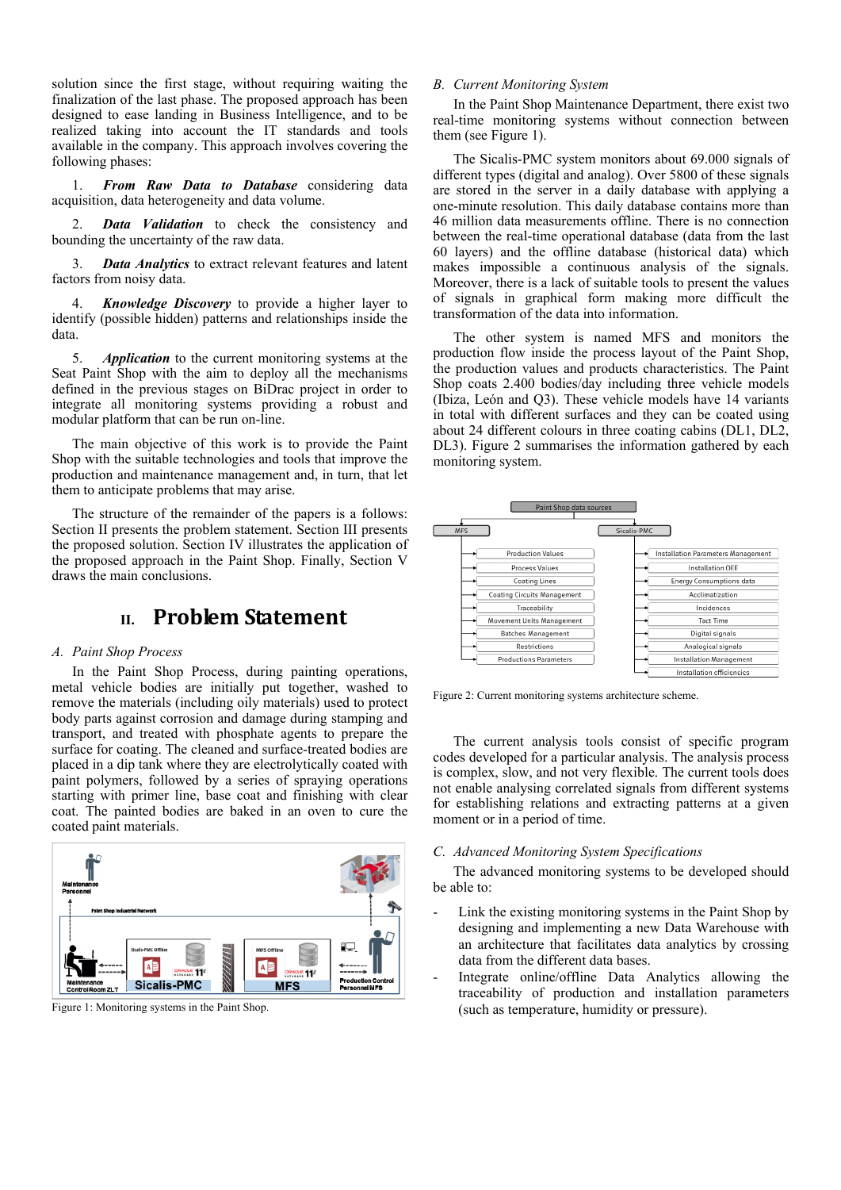solution since the first stage, without requiring waiting the finalization of the last phase. The proposed approach has been designed to ease landing in Business Intelligence, and to be realized taking into account the IT standards and tools available in the company. This approach involves covering the following phases:

1. ***From Raw Data to Database*** considering data acquisition, data heterogeneity and data volume.

2. ***Data Validation*** to check the consistency and bounding the uncertainty of the raw data.

3. ***Data Analytics*** to extract relevant features and latent factors from noisy data.

4. ***Knowledge Discovery*** to provide a higher layer to identify (possible hidden) patterns and relationships inside the data.

5. ***Application*** to the current monitoring systems at the Seat Paint Shop with the aim to deploy all the mechanisms defined in the previous stages on BiDrac project in order to integrate all monitoring systems providing a robust and modular platform that can be run on-line.

The main objective of this work is to provide the Paint Shop with the suitable technologies and tools that improve the production and maintenance management and, in turn, that let them to anticipate problems that may arise.

The structure of the remainder of the papers is a follows: Section II presents the problem statement. Section III presents the proposed solution. Section IV illustrates the application of the proposed approach in the Paint Shop. Finally, Section V draws the main conclusions.

## II. Problem Statement

### *A. Paint Shop Process*

In the Paint Shop Process, during painting operations, metal vehicle bodies are initially put together, washed to remove the materials (including oily materials) used to protect body parts against corrosion and damage during stamping and transport, and treated with phosphate agents to prepare the surface for coating. The cleaned and surface-treated bodies are placed in a dip tank where they are electrolytically coated with paint polymers, followed by a series of spraying operations starting with primer line, base coat and finishing with clear coat. The painted bodies are baked in an oven to cure the coated paint materials.

Figure 1: Monitoring systems in the Paint Shop.

### *B. Current Monitoring System*

In the Paint Shop Maintenance Department, there exist two real-time monitoring systems without connection between them (see Figure 1).

The Sicalis-PMC system monitors about 69.000 signals of different types (digital and analog). Over 5800 of these signals are stored in the server in a daily database with applying a one-minute resolution. This daily database contains more than 46 million data measurements offline. There is no connection between the real-time operational database (data from the last 60 layers) and the offline database (historical data) which makes impossible a continuous analysis of the signals. Moreover, there is a lack of suitable tools to present the values of signals in graphical form making more difficult the transformation of the data into information.

The other system is named MFS and monitors the production flow inside the process layout of the Paint Shop, the production values and products characteristics. The Paint Shop coats 2.400 bodies/day including three vehicle models (Ibiza, León and Q3). These vehicle models have 14 variants in total with different surfaces and they can be coated using about 24 different colours in three coating cabins (DL1, DL2, DL3). Figure 2 summarises the information gathered by each monitoring system.

Figure 2: Current monitoring systems architecture scheme.

The current analysis tools consist of specific program codes developed for a particular analysis. The analysis process is complex, slow, and not very flexible. The current tools does not enable analysing correlated signals from different systems for establishing relations and extracting patterns at a given moment or in a period of time.

### *C. Advanced Monitoring System Specifications*

The advanced monitoring systems to be developed should be able to:

- Link the existing monitoring systems in the Paint Shop by designing and implementing a new Data Warehouse with an architecture that facilitates data analytics by crossing data from the different data bases.
- Integrate online/offline Data Analytics allowing the traceability of production and installation parameters (such as temperature, humidity or pressure).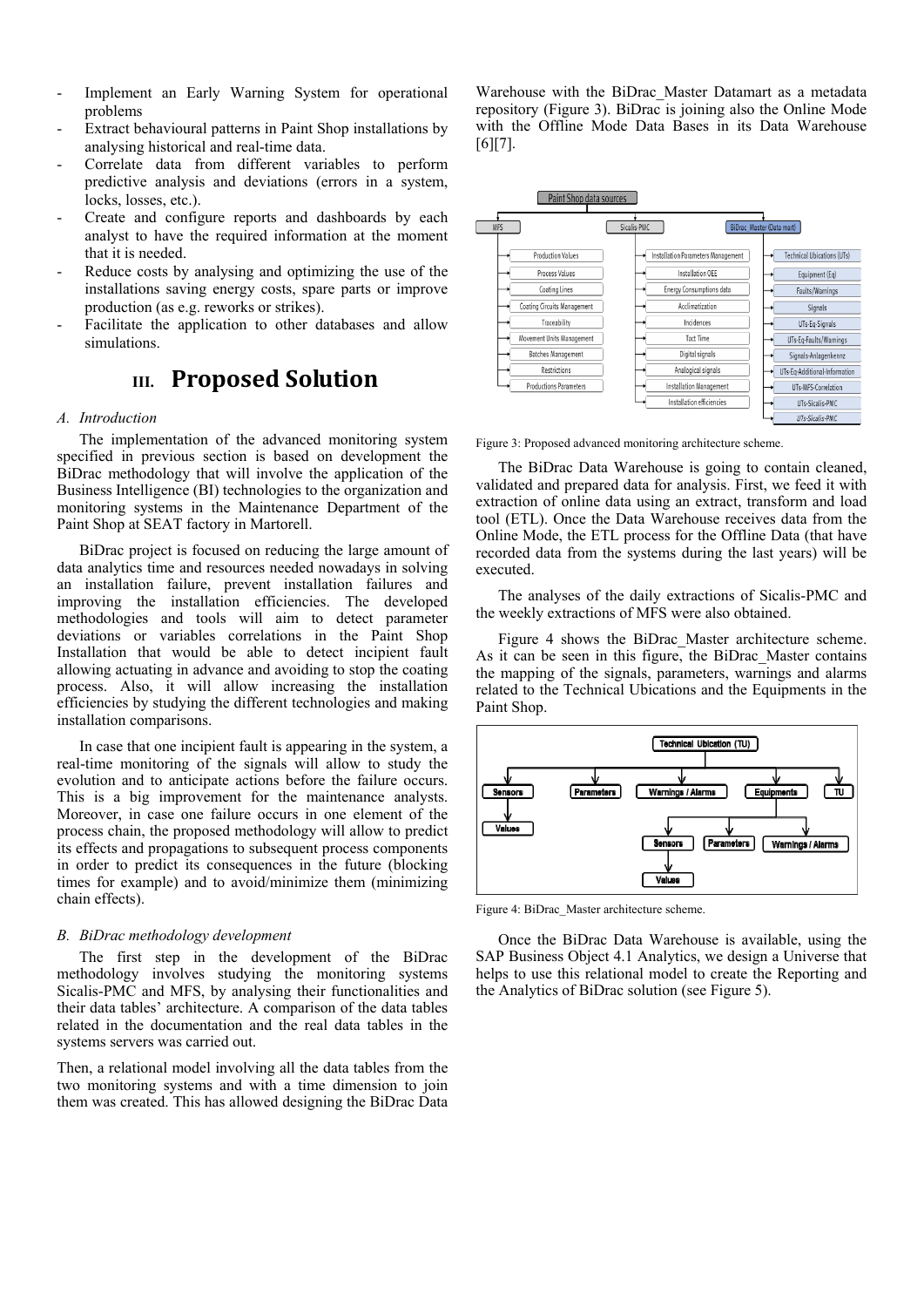- Implement an Early Warning System for operational problems
- Extract behavioural patterns in Paint Shop installations by analysing historical and real-time data.
- Correlate data from different variables to perform predictive analysis and deviations (errors in a system, locks, losses, etc.).
- Create and configure reports and dashboards by each analyst to have the required information at the moment that it is needed.
- Reduce costs by analysing and optimizing the use of the installations saving energy costs, spare parts or improve production (as e.g. reworks or strikes).
- Facilitate the application to other databases and allow simulations.

# III. Proposed Solution

## *A. Introduction*

The implementation of the advanced monitoring system specified in previous section is based on development the BiDrac methodology that will involve the application of the Business Intelligence (BI) technologies to the organization and monitoring systems in the Maintenance Department of the Paint Shop at SEAT factory in Martorell.

BiDrac project is focused on reducing the large amount of data analytics time and resources needed nowadays in solving an installation failure, prevent installation failures and improving the installation efficiencies. The developed methodologies and tools will aim to detect parameter deviations or variables correlations in the Paint Shop Installation that would be able to detect incipient fault allowing actuating in advance and avoiding to stop the coating process. Also, it will allow increasing the installation efficiencies by studying the different technologies and making installation comparisons.

In case that one incipient fault is appearing in the system, a real-time monitoring of the signals will allow to study the evolution and to anticipate actions before the failure occurs. This is a big improvement for the maintenance analysts. Moreover, in case one failure occurs in one element of the process chain, the proposed methodology will allow to predict its effects and propagations to subsequent process components in order to predict its consequences in the future (blocking times for example) and to avoid/minimize them (minimizing chain effects).

## *B. BiDrac methodology development*

The first step in the development of the BiDrac methodology involves studying the monitoring systems Sicalis-PMC and MFS, by analysing their functionalities and their data tables' architecture. A comparison of the data tables related in the documentation and the real data tables in the systems servers was carried out.

Then, a relational model involving all the data tables from the two monitoring systems and with a time dimension to join them was created. This has allowed designing the BiDrac Data Warehouse with the BiDrac_Master Datamart as a metadata repository (Figure 3). BiDrac is joining also the Online Mode with the Offline Mode Data Bases in its Data Warehouse [6][7].

Paint Shop data sources

MFS
Production Values
Process Values
Coating Lines
Coating Circuits Management
Traceability
Movement Units Management
Batches Management
Restrictions
Productions Parameters

Sicalis-PMC
Installation Parameters Management
Installation OEE
Energy Consumptions data
Acclimatization
Incidences
Tact Time
Digital signals
Analogical signals
Installation Management
Installation efficiencies

BiDrac_Master (Data mart)
Technical Ubications (UTs)
Equipment (Eq)
Faults/Warnings
Signals
UTs-Eq-Signals
UTs-Eq-Faults/Warnings
Signals-Anlagenkennz
UTs-Eq-Additional-Information
UTs-MFS-Correlation
UTs-Sicalis-PMC
UTs-Sicalis-PMC

Figure 3: Proposed advanced monitoring architecture scheme.

The BiDrac Data Warehouse is going to contain cleaned, validated and prepared data for analysis. First, we feed it with extraction of online data using an extract, transform and load tool (ETL). Once the Data Warehouse receives data from the Online Mode, the ETL process for the Offline Data (that have recorded data from the systems during the last years) will be executed.

The analyses of the daily extractions of Sicalis-PMC and the weekly extractions of MFS were also obtained.

Figure 4 shows the BiDrac_Master architecture scheme. As it can be seen in this figure, the BiDrac_Master contains the mapping of the signals, parameters, warnings and alarms related to the Technical Ubications and the Equipments in the Paint Shop.

Technical Ubication (TU)
Sensors
Values
Parameters
Warnings / Alarms
Equipments
TU
Sensors
Values
Parameters
Warnings / Alarms

Figure 4: BiDrac_Master architecture scheme.

Once the BiDrac Data Warehouse is available, using the SAP Business Object 4.1 Analytics, we design a Universe that helps to use this relational model to create the Reporting and the Analytics of BiDrac solution (see Figure 5).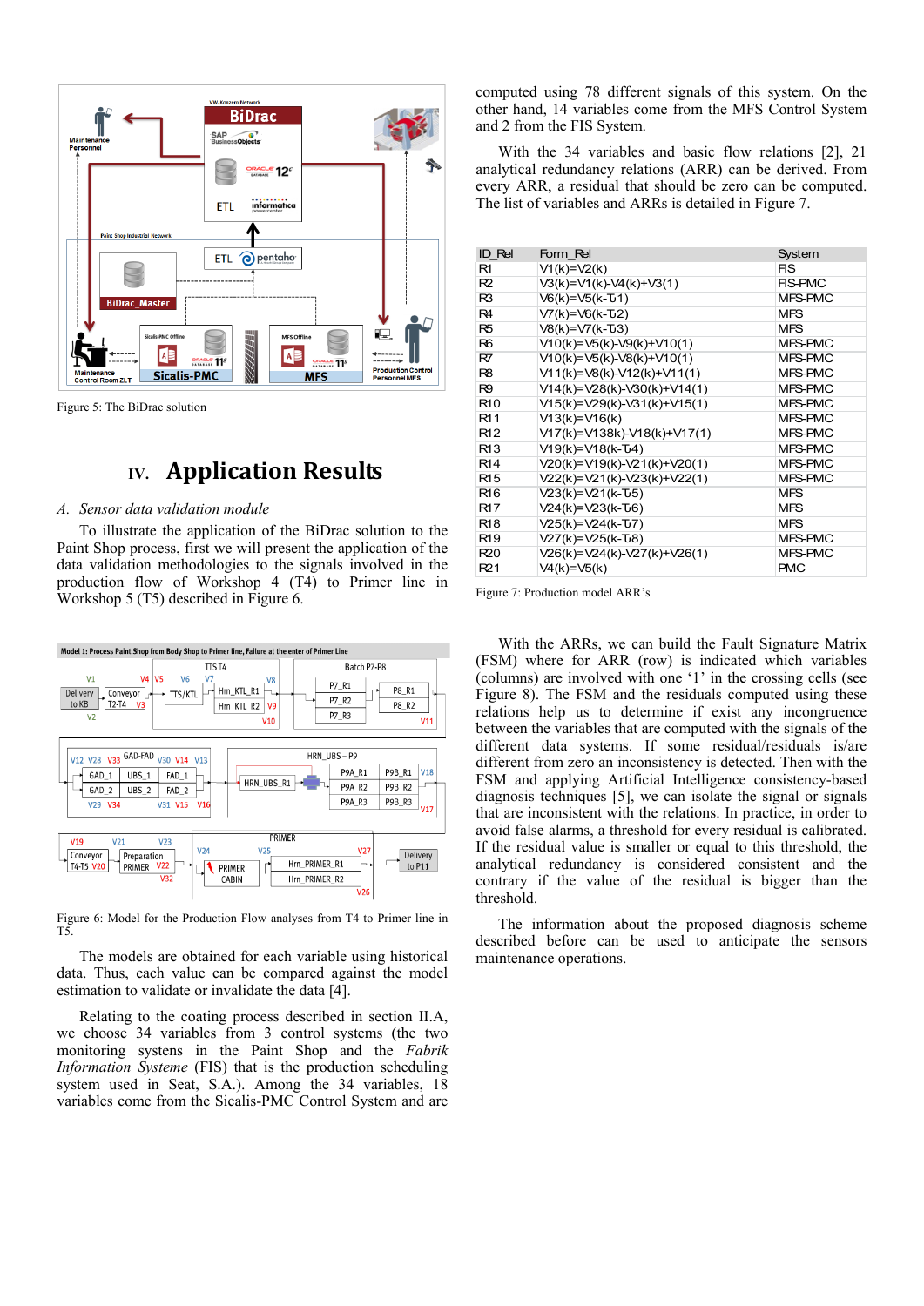Figure 5: The BiDrac solution

# IV. Application Results

## A. Sensor data validation module

To illustrate the application of the BiDrac solution to the Paint Shop process, first we will present the application of the data validation methodologies to the signals involved in the production flow of Workshop 4 (T4) to Primer line in Workshop 5 (T5) described in Figure 6.

Figure 6: Model for the Production Flow analyses from T4 to Primer line in T5.

The models are obtained for each variable using historical data. Thus, each value can be compared against the model estimation to validate or invalidate the data [4].

Relating to the coating process described in section II.A, we choose 34 variables from 3 control systems (the two monitoring systems in the Paint Shop and the *Fabrik Information Systeme* (FIS) that is the production scheduling system used in Seat, S.A.). Among the 34 variables, 18 variables come from the Sicalis-PMC Control System and are computed using 78 different signals of this system. On the other hand, 14 variables come from the MFS Control System and 2 from the FIS System.

With the 34 variables and basic flow relations [2], 21 analytical redundancy relations (ARR) can be derived. From every ARR, a residual that should be zero can be computed. The list of variables and ARRs is detailed in Figure 7.

| ID_Rel | Form_Rel | System |
|---|---|---|
| R1 | V1(k)=V2(k) | FIS |
| R2 | V3(k)=V1(k)-V4(k)+V3(1) | FIS-PMC |
| R3 | V6(k)=V5(k-Ƭ1) | MFS-PMC |
| R4 | V7(k)=V6(k-Ƭ2) | MFS |
| R5 | V8(k)=V7(k-Ƭ3) | MFS |
| R6 | V10(k)=V5(k)-V9(k)+V10(1) | MFS-PMC |
| R7 | V10(k)=V5(k)-V8(k)+V10(1) | MFS-PMC |
| R8 | V11(k)=V8(k)-V12(k)+V11(1) | MFS-PMC |
| R9 | V14(k)=V28(k)-V30(k)+V14(1) | MFS-PMC |
| R10 | V15(k)=V29(k)-V31(k)+V15(1) | MFS-PMC |
| R11 | V13(k)=V16(k) | MFS-PMC |
| R12 | V17(k)=V138k)-V18(k)+V17(1) | MFS-PMC |
| R13 | V19(k)=V18(k-Ƭ4) | MFS-PMC |
| R14 | V20(k)=V19(k)-V21(k)+V20(1) | MFS-PMC |
| R15 | V22(k)=V21(k)-V23(k)+V22(1) | MFS-PMC |
| R16 | V23(k)=V21(k-Ƭ5) | MFS |
| R17 | V24(k)=V23(k-Ƭ6) | MFS |
| R18 | V25(k)=V24(k-Ƭ7) | MFS |
| R19 | V27(k)=V25(k-Ƭ8) | MFS-PMC |
| R20 | V26(k)=V24(k)-V27(k)+V26(1) | MFS-PMC |
| R21 | V4(k)=V5(k) | PMC |

Figure 7: Production model ARR's

With the ARRs, we can build the Fault Signature Matrix (FSM) where for ARR (row) is indicated which variables (columns) are involved with one '1' in the crossing cells (see Figure 8). The FSM and the residuals computed using these relations help us to determine if exist any incongruence between the variables that are computed with the signals of the different data systems. If some residual/residuals is/are different from zero an inconsistency is detected. Then with the FSM and applying Artificial Intelligence consistency-based diagnosis techniques [5], we can isolate the signal or signals that are inconsistent with the relations. In practice, in order to avoid false alarms, a threshold for every residual is calibrated. If the residual value is smaller or equal to this threshold, the analytical redundancy is considered consistent and the contrary if the value of the residual is bigger than the threshold.

The information about the proposed diagnosis scheme described before can be used to anticipate the sensors maintenance operations.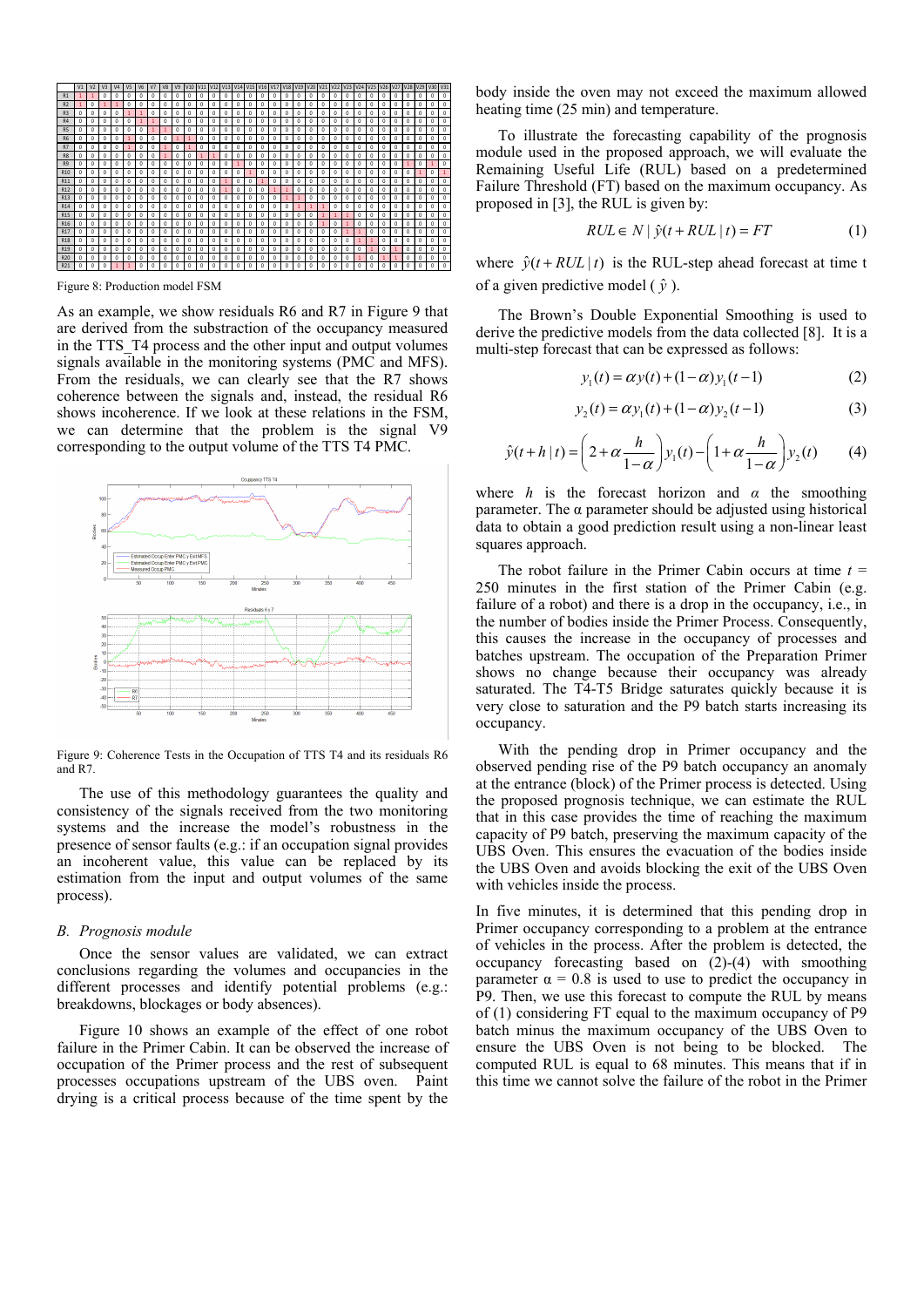| | V1 | V2 | V3 | V4 | V5 | V6 | V7 | V8 | V9 | V10 | V11 | V12 | V13 | V14 | V15 | V16 | V17 | V18 | V19 | V20 | V21 | V22 | V23 | V24 | V25 | V26 | V27 | V28 | V29 | V30 | V31 |
|---|---|---|---|---|---|---|---|---|---|---|---|---|---|---|---|---|---|---|---|---|---|---|---|---|---|---|---|---|---|---|---|
| R1 | 1 | 1 | 0 | 0 | 0 | 0 | 0 | 0 | 0 | 0 | 0 | 0 | 0 | 0 | 0 | 0 | 0 | 0 | 0 | 0 | 0 | 0 | 0 | 0 | 0 | 0 | 0 | 0 | 0 | 0 | 0 |
| R2 | 1 | 0 | 1 | 1 | 0 | 0 | 0 | 0 | 0 | 0 | 0 | 0 | 0 | 0 | 0 | 0 | 0 | 0 | 0 | 0 | 0 | 0 | 0 | 0 | 0 | 0 | 0 | 0 | 0 | 0 | 0 |
| R3 | 0 | 0 | 0 | 0 | 1 | 1 | 0 | 0 | 0 | 0 | 0 | 0 | 0 | 0 | 0 | 0 | 0 | 0 | 0 | 0 | 0 | 0 | 0 | 0 | 0 | 0 | 0 | 0 | 0 | 0 | 0 |
| R4 | 0 | 0 | 0 | 0 | 0 | 1 | 1 | 0 | 0 | 0 | 0 | 0 | 0 | 0 | 0 | 0 | 0 | 0 | 0 | 0 | 0 | 0 | 0 | 0 | 0 | 0 | 0 | 0 | 0 | 0 | 0 |
| R5 | 0 | 0 | 0 | 0 | 0 | 0 | 1 | 1 | 0 | 0 | 0 | 0 | 0 | 0 | 0 | 0 | 0 | 0 | 0 | 0 | 0 | 0 | 0 | 0 | 0 | 0 | 0 | 0 | 0 | 0 | 0 |
| R6 | 0 | 0 | 0 | 0 | 1 | 0 | 0 | 0 | 1 | 1 | 0 | 0 | 0 | 0 | 0 | 0 | 0 | 0 | 0 | 0 | 0 | 0 | 0 | 0 | 0 | 0 | 0 | 0 | 0 | 0 | 0 |
| R7 | 0 | 0 | 0 | 0 | 1 | 0 | 0 | 1 | 0 | 1 | 0 | 0 | 0 | 0 | 0 | 0 | 0 | 0 | 0 | 0 | 0 | 0 | 0 | 0 | 0 | 0 | 0 | 0 | 0 | 0 | 0 |
| R8 | 0 | 0 | 0 | 0 | 0 | 0 | 0 | 1 | 0 | 0 | 1 | 1 | 0 | 0 | 0 | 0 | 0 | 0 | 0 | 0 | 0 | 0 | 0 | 0 | 0 | 0 | 0 | 0 | 0 | 0 | 0 |
| R9 | 0 | 0 | 0 | 0 | 0 | 0 | 0 | 0 | 0 | 0 | 0 | 0 | 0 | 1 | 0 | 0 | 0 | 0 | 0 | 0 | 0 | 0 | 0 | 0 | 0 | 0 | 0 | 1 | 0 | 1 | 0 |
| R10 | 0 | 0 | 0 | 0 | 0 | 0 | 0 | 0 | 0 | 0 | 0 | 0 | 0 | 0 | 1 | 0 | 0 | 0 | 0 | 0 | 0 | 0 | 0 | 0 | 0 | 0 | 0 | 0 | 1 | 0 | 1 |
| R11 | 0 | 0 | 0 | 0 | 0 | 0 | 0 | 0 | 0 | 0 | 0 | 0 | 1 | 0 | 0 | 1 | 0 | 0 | 0 | 0 | 0 | 0 | 0 | 0 | 0 | 0 | 0 | 0 | 0 | 0 | 0 |
| R12 | 0 | 0 | 0 | 0 | 0 | 0 | 0 | 0 | 0 | 0 | 0 | 0 | 1 | 0 | 0 | 0 | 1 | 1 | 0 | 0 | 0 | 0 | 0 | 0 | 0 | 0 | 0 | 0 | 0 | 0 | 0 |
| R13 | 0 | 0 | 0 | 0 | 0 | 0 | 0 | 0 | 0 | 0 | 0 | 0 | 0 | 0 | 0 | 0 | 0 | 1 | 1 | 0 | 0 | 0 | 0 | 0 | 0 | 0 | 0 | 0 | 0 | 0 | 0 |
| R14 | 0 | 0 | 0 | 0 | 0 | 0 | 0 | 0 | 0 | 0 | 0 | 0 | 0 | 0 | 0 | 0 | 0 | 0 | 1 | 1 | 1 | 0 | 0 | 0 | 0 | 0 | 0 | 0 | 0 | 0 | 0 |
| R15 | 0 | 0 | 0 | 0 | 0 | 0 | 0 | 0 | 0 | 0 | 0 | 0 | 0 | 0 | 0 | 0 | 0 | 0 | 0 | 0 | 1 | 1 | 1 | 0 | 0 | 0 | 0 | 0 | 0 | 0 | 0 |
| R16 | 0 | 0 | 0 | 0 | 0 | 0 | 0 | 0 | 0 | 0 | 0 | 0 | 0 | 0 | 0 | 0 | 0 | 0 | 0 | 0 | 1 | 0 | 1 | 0 | 0 | 0 | 0 | 0 | 0 | 0 | 0 |
| R17 | 0 | 0 | 0 | 0 | 0 | 0 | 0 | 0 | 0 | 0 | 0 | 0 | 0 | 0 | 0 | 0 | 0 | 0 | 0 | 0 | 0 | 0 | 1 | 1 | 0 | 0 | 0 | 0 | 0 | 0 | 0 |
| R18 | 0 | 0 | 0 | 0 | 0 | 0 | 0 | 0 | 0 | 0 | 0 | 0 | 0 | 0 | 0 | 0 | 0 | 0 | 0 | 0 | 0 | 0 | 0 | 1 | 1 | 0 | 0 | 0 | 0 | 0 | 0 |
| R19 | 0 | 0 | 0 | 0 | 0 | 0 | 0 | 0 | 0 | 0 | 0 | 0 | 0 | 0 | 0 | 0 | 0 | 0 | 0 | 0 | 0 | 0 | 0 | 0 | 1 | 0 | 1 | 0 | 0 | 0 | 0 |
| R20 | 0 | 0 | 0 | 0 | 0 | 0 | 0 | 0 | 0 | 0 | 0 | 0 | 0 | 0 | 0 | 0 | 0 | 0 | 0 | 0 | 0 | 0 | 0 | 1 | 0 | 1 | 1 | 0 | 0 | 0 | 0 |
| R21 | 0 | 0 | 0 | 1 | 1 | 0 | 0 | 0 | 0 | 0 | 0 | 0 | 0 | 0 | 0 | 0 | 0 | 0 | 0 | 0 | 0 | 0 | 0 | 0 | 0 | 0 | 0 | 0 | 0 | 0 | 0 |

Figure 8: Production model FSM

As an example, we show residuals R6 and R7 in Figure 9 that are derived from the substraction of the occupancy measured in the TTS_T4 process and the other input and output volumes signals available in the monitoring systems (PMC and MFS). From the residuals, we can clearly see that the R7 shows coherence between the signals and, instead, the residual R6 shows incoherence. If we look at these relations in the FSM, we can determine that the problem is the signal V9 corresponding to the output volume of the TTS T4 PMC.

Figure 9: Coherence Tests in the Occupation of TTS T4 and its residuals R6 and R7.

The use of this methodology guarantees the quality and consistency of the signals received from the two monitoring systems and the increase the model's robustness in the presence of sensor faults (e.g.: if an occupation signal provides an incoherent value, this value can be replaced by its estimation from the input and output volumes of the same process).

### B. Prognosis module

Once the sensor values are validated, we can extract conclusions regarding the volumes and occupancies in the different processes and identify potential problems (e.g.: breakdowns, blockages or body absences).

Figure 10 shows an example of the effect of one robot failure in the Primer Cabin. It can be observed the increase of occupation of the Primer process and the rest of subsequent processes occupations upstream of the UBS oven. Paint drying is a critical process because of the time spent by the body inside the oven may not exceed the maximum allowed heating time (25 min) and temperature.

To illustrate the forecasting capability of the prognosis module used in the proposed approach, we will evaluate the Remaining Useful Life (RUL) based on a predetermined Failure Threshold (FT) based on the maximum occupancy. As proposed in [3], the RUL is given by:

$$RUL \in N \mid \hat{y}(t + RUL \mid t) = FT \quad (1)$$

where $\hat{y}(t + RUL \mid t)$ is the RUL-step ahead forecast at time t of a given predictive model ( $\hat{y}$ ).

The Brown's Double Exponential Smoothing is used to derive the predictive models from the data collected [8]. It is a multi-step forecast that can be expressed as follows:

$$y_1(t) = \alpha y(t) + (1 - \alpha) y_1(t-1) \quad (2)$$

$$y_2(t) = \alpha y_1(t) + (1 - \alpha) y_2(t-1) \quad (3)$$

$$\hat{y}(t + h \mid t) = \left(2 + \alpha \frac{h}{1-\alpha}\right) y_1(t) - \left(1 + \alpha \frac{h}{1-\alpha}\right) y_2(t) \quad (4)$$

where $h$ is the forecast horizon and $\alpha$ the smoothing parameter. The α parameter should be adjusted using historical data to obtain a good prediction result using a non-linear least squares approach.

The robot failure in the Primer Cabin occurs at time $t$ = 250 minutes in the first station of the Primer Cabin (e.g. failure of a robot) and there is a drop in the occupancy, i.e., in the number of bodies inside the Primer Process. Consequently, this causes the increase in the occupancy of processes and batches upstream. The occupation of the Preparation Primer shows no change because their occupancy was already saturated. The T4-T5 Bridge saturates quickly because it is very close to saturation and the P9 batch starts increasing its occupancy.

With the pending drop in Primer occupancy and the observed pending rise of the P9 batch occupancy an anomaly at the entrance (block) of the Primer process is detected. Using the proposed prognosis technique, we can estimate the RUL that in this case provides the time of reaching the maximum capacity of P9 batch, preserving the maximum capacity of the UBS Oven. This ensures the evacuation of the bodies inside the UBS Oven and avoids blocking the exit of the UBS Oven with vehicles inside the process.

In five minutes, it is determined that this pending drop in Primer occupancy corresponding to a problem at the entrance of vehicles in the process. After the problem is detected, the occupancy forecasting based on (2)-(4) with smoothing parameter α = 0.8 is used to use to predict the occupancy in P9. Then, we use this forecast to compute the RUL by means of (1) considering FT equal to the maximum occupancy of P9 batch minus the maximum occupancy of the UBS Oven to ensure the UBS Oven is not being to be blocked. The computed RUL is equal to 68 minutes. This means that if in this time we cannot solve the failure of the robot in the Primer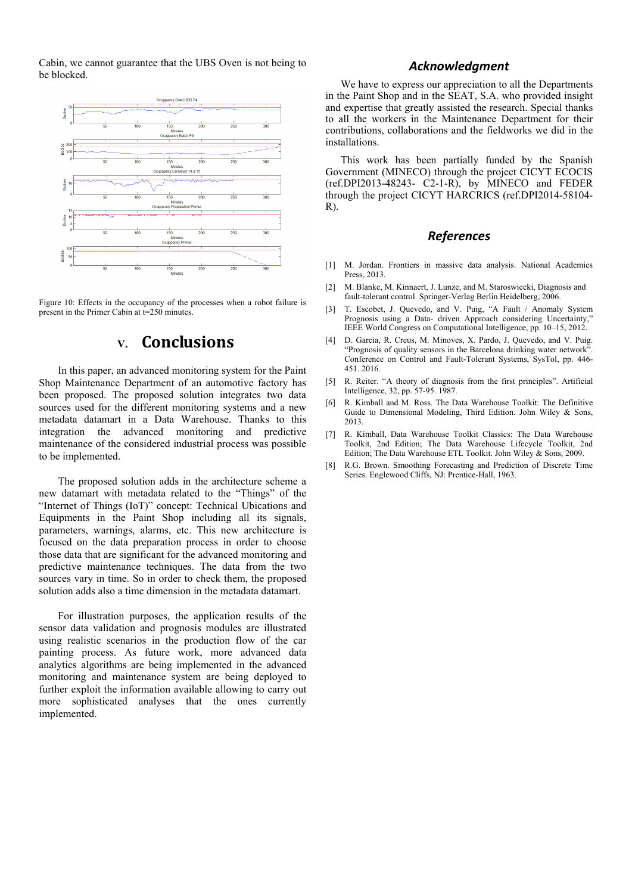Cabin, we cannot guarantee that the UBS Oven is not being to be blocked.

Occupancy Oven UBS T4
Bodies
50
0
50 100 150 200 250 300
Minutes
Occupancy Batch P9
Bodies
200
100
0
50 100 150 200 250 300
Minutes
Occupancy Conveyor T4 a T5
Bodies
10
0
50 100 150 200 250 300
Minutes
Occupancy Preparation Primer
Bodies
15
10
5
0
50 100 150 200 250 300
Minutes
Occupancy Primer
Bodies
100
50
0
50 100 150 200 250 300
Minutes

Figure 10: Effects in the occupancy of the processes when a robot failure is present in the Primer Cabin at t=250 minutes.

## V. Conclusions

In this paper, an advanced monitoring system for the Paint Shop Maintenance Department of an automotive factory has been proposed. The proposed solution integrates two data sources used for the different monitoring systems and a new metadata datamart in a Data Warehouse. Thanks to this integration the advanced monitoring and predictive maintenance of the considered industrial process was possible to be implemented.

The proposed solution adds in the architecture scheme a new datamart with metadata related to the "Things" of the "Internet of Things (IoT)" concept: Technical Ubications and Equipments in the Paint Shop including all its signals, parameters, warnings, alarms, etc. This new architecture is focused on the data preparation process in order to choose those data that are significant for the advanced monitoring and predictive maintenance techniques. The data from the two sources vary in time. So in order to check them, the proposed solution adds also a time dimension in the metadata datamart.

For illustration purposes, the application results of the sensor data validation and prognosis modules are illustrated using realistic scenarios in the production flow of the car painting process. As future work, more advanced data analytics algorithms are being implemented in the advanced monitoring and maintenance system are being deployed to further exploit the information available allowing to carry out more sophisticated analyses that the ones currently implemented.

## Acknowledgment

We have to express our appreciation to all the Departments in the Paint Shop and in the SEAT, S.A. who provided insight and expertise that greatly assisted the research. Special thanks to all the workers in the Maintenance Department for their contributions, collaborations and the fieldworks we did in the installations.

This work has been partially funded by the Spanish Government (MINECO) through the project CICYT ECOCIS (ref.DPI2013-48243- C2-1-R), by MINECO and FEDER through the project CICYT HARCRICS (ref.DPI2014-58104-R).

## References

[1] M. Jordan. Frontiers in massive data analysis. National Academies Press, 2013.

[2] M. Blanke, M. Kinnaert, J. Lunze, and M. Staroswiecki, Diagnosis and fault-tolerant control. Springer-Verlag Berlin Heidelberg, 2006.

[3] T. Escobet, J. Quevedo, and V. Puig, "A Fault / Anomaly System Prognosis using a Data- driven Approach considering Uncertainty," IEEE World Congress on Computational Intelligence, pp. 10–15, 2012.

[4] D. Garcia, R. Creus, M. Minoves, X. Pardo, J. Quevedo, and V. Puig. "Prognosis of quality sensors in the Barcelona drinking water network". Conference on Control and Fault-Tolerant Systems, SysTol, pp. 446-451. 2016.

[5] R. Reiter. "A theory of diagnosis from the first principles". Artificial Intelligence, 32, pp. 57-95. 1987.

[6] R. Kimball and M. Ross. The Data Warehouse Toolkit: The Definitive Guide to Dimensional Modeling, Third Edition. John Wiley & Sons, 2013.

[7] R. Kimball, Data Warehouse Toolkit Classics: The Data Warehouse Toolkit, 2nd Edition; The Data Warehouse Lifecycle Toolkit, 2nd Edition; The Data Warehouse ETL Toolkit. John Wiley & Sons, 2009.

[8] R.G. Brown. Smoothing Forecasting and Prediction of Discrete Time Series. Englewood Cliffs, NJ: Prentice-Hall, 1963.